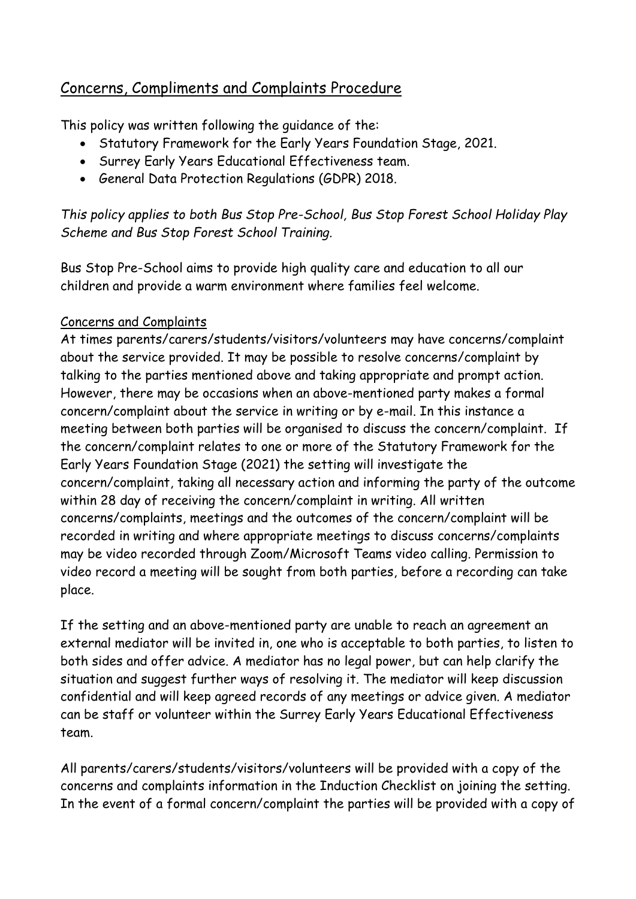## Concerns, Compliments and Complaints Procedure

This policy was written following the guidance of the:

- Statutory Framework for the Early Years Foundation Stage, 2021.
- Surrey Early Years Educational Effectiveness team.
- General Data Protection Regulations (GDPR) 2018.

*This policy applies to both Bus Stop Pre-School, Bus Stop Forest School Holiday Play Scheme and Bus Stop Forest School Training.*

Bus Stop Pre-School aims to provide high quality care and education to all our children and provide a warm environment where families feel welcome.

### Concerns and Complaints

At times parents/carers/students/visitors/volunteers may have concerns/complaint about the service provided. It may be possible to resolve concerns/complaint by talking to the parties mentioned above and taking appropriate and prompt action. However, there may be occasions when an above-mentioned party makes a formal concern/complaint about the service in writing or by e-mail. In this instance a meeting between both parties will be organised to discuss the concern/complaint. If the concern/complaint relates to one or more of the Statutory Framework for the Early Years Foundation Stage (2021) the setting will investigate the concern/complaint, taking all necessary action and informing the party of the outcome within 28 day of receiving the concern/complaint in writing. All written concerns/complaints, meetings and the outcomes of the concern/complaint will be recorded in writing and where appropriate meetings to discuss concerns/complaints may be video recorded through Zoom/Microsoft Teams video calling. Permission to video record a meeting will be sought from both parties, before a recording can take place.

If the setting and an above-mentioned party are unable to reach an agreement an external mediator will be invited in, one who is acceptable to both parties, to listen to both sides and offer advice. A mediator has no legal power, but can help clarify the situation and suggest further ways of resolving it. The mediator will keep discussion confidential and will keep agreed records of any meetings or advice given. A mediator can be staff or volunteer within the Surrey Early Years Educational Effectiveness team.

All parents/carers/students/visitors/volunteers will be provided with a copy of the concerns and complaints information in the Induction Checklist on joining the setting. In the event of a formal concern/complaint the parties will be provided with a copy of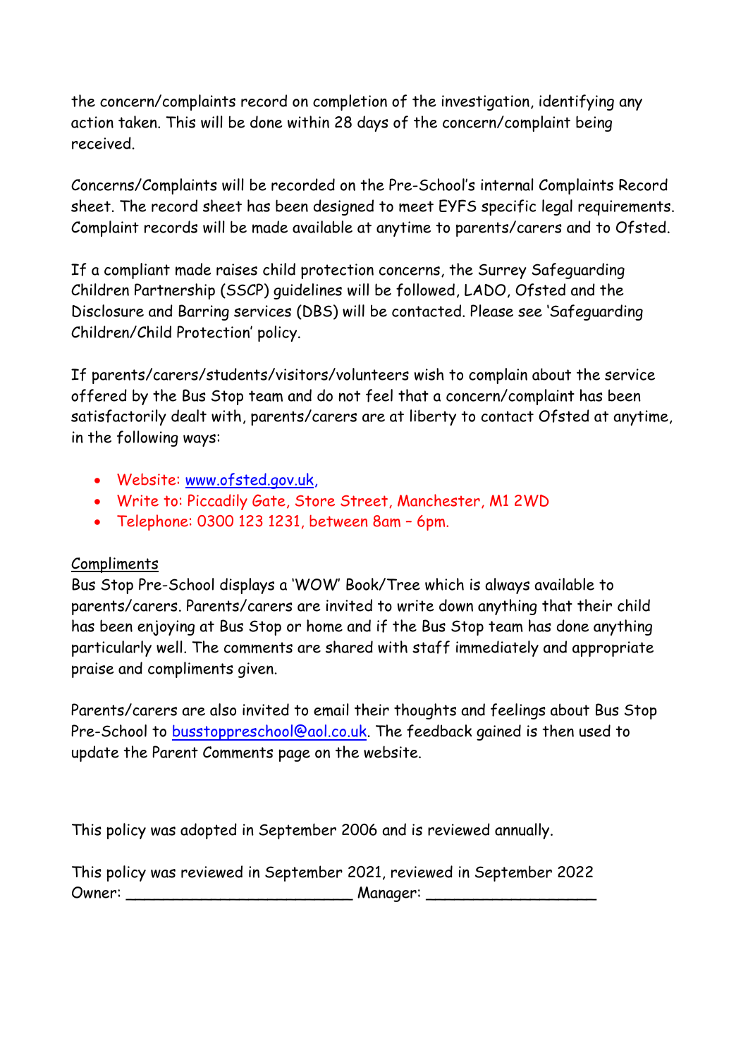the concern/complaints record on completion of the investigation, identifying any action taken. This will be done within 28 days of the concern/complaint being received.

Concerns/Complaints will be recorded on the Pre-School's internal Complaints Record sheet. The record sheet has been designed to meet EYFS specific legal requirements. Complaint records will be made available at anytime to parents/carers and to Ofsted.

If a compliant made raises child protection concerns, the Surrey Safeguarding Children Partnership (SSCP) guidelines will be followed, LADO, Ofsted and the Disclosure and Barring services (DBS) will be contacted. Please see 'Safeguarding Children/Child Protection' policy.

If parents/carers/students/visitors/volunteers wish to complain about the service offered by the Bus Stop team and do not feel that a concern/complaint has been satisfactorily dealt with, parents/carers are at liberty to contact Ofsted at anytime, in the following ways:

- Website: www.ofsted.gov.uk,
- Write to: Piccadily Gate, Store Street, Manchester, M1 2WD
- Telephone: 0300 123 1231, between 8am – 6pm.

Compliments

Bus Stop Pre-School displays a 'WOW' Book/Tree which is always available to parents/carers. Parents/carers are invited to write down anything that their child has been enjoying at Bus Stop or home and if the Bus Stop team has done anything particularly well. The comments are shared with staff immediately and appropriate praise and compliments given.

Parents/carers are also invited to email their thoughts and feelings about Bus Stop Pre-School to busstoppreschool@aol.co.uk. The feedback gained is then used to update the Parent Comments page on the website.

This policy was adopted in September 2006 and is reviewed annually.

This policy was reviewed in September 2021, reviewed in September 2022
Owner: _________________________ Manager: ___________________